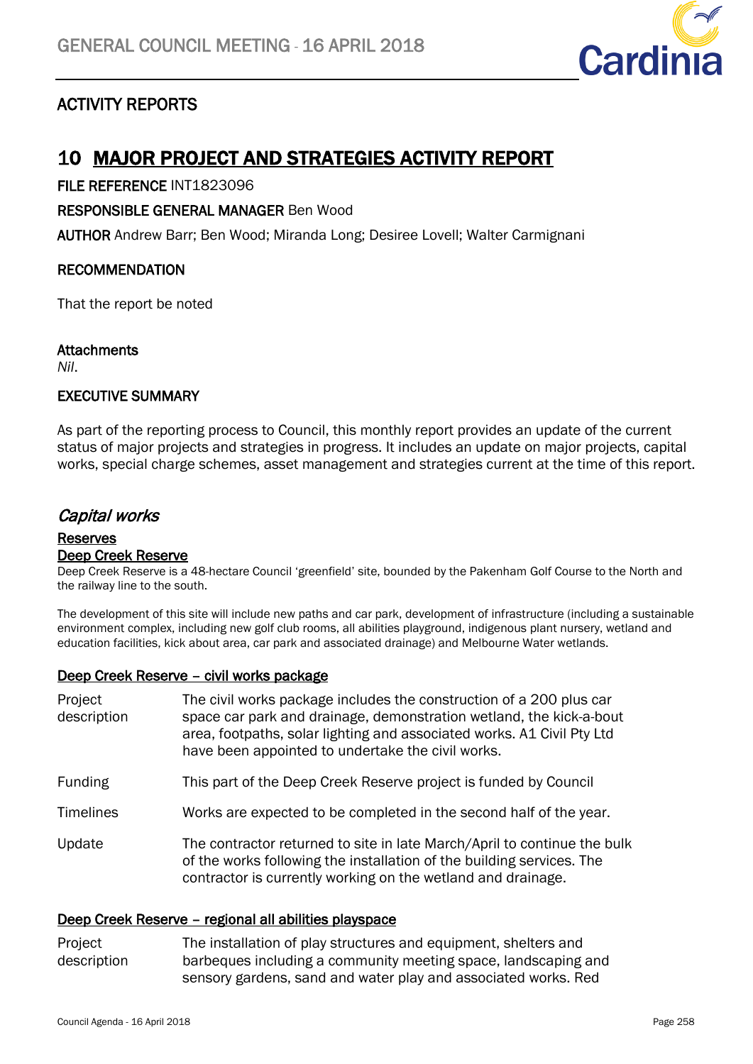## ACTIVITY REPORTS

# 10 MAJOR PROJECT AND STRATEGIES ACTIVITY REPORT

**FILE REFERENCE** INT1823096

**RESPONSIBLE GENERAL MANAGER** Ben Wood

**AUTHOR** Andrew Barr; Ben Wood; Miranda Long; Desiree Lovell; Walter Carmignani

### RECOMMENDATION

That the report be noted

**Attachments**
*Nil*.

### EXECUTIVE SUMMARY

As part of the reporting process to Council, this monthly report provides an update of the current status of major projects and strategies in progress. It includes an update on major projects, capital works, special charge schemes, asset management and strategies current at the time of this report.

## *Capital works*

### Reserves

#### Deep Creek Reserve

Deep Creek Reserve is a 48-hectare Council 'greenfield' site, bounded by the Pakenham Golf Course to the North and the railway line to the south.

The development of this site will include new paths and car park, development of infrastructure (including a sustainable environment complex, including new golf club rooms, all abilities playground, indigenous plant nursery, wetland and education facilities, kick about area, car park and associated drainage) and Melbourne Water wetlands.

#### Deep Creek Reserve – civil works package

| | |
|---|---|
| Project description | The civil works package includes the construction of a 200 plus car space car park and drainage, demonstration wetland, the kick-a-bout area, footpaths, solar lighting and associated works. A1 Civil Pty Ltd have been appointed to undertake the civil works. |
| Funding | This part of the Deep Creek Reserve project is funded by Council |
| Timelines | Works are expected to be completed in the second half of the year. |
| Update | The contractor returned to site in late March/April to continue the bulk of the works following the installation of the building services. The contractor is currently working on the wetland and drainage. |

#### Deep Creek Reserve – regional all abilities playspace

| | |
|---|---|
| Project description | The installation of play structures and equipment, shelters and barbeques including a community meeting space, landscaping and sensory gardens, sand and water play and associated works. Red |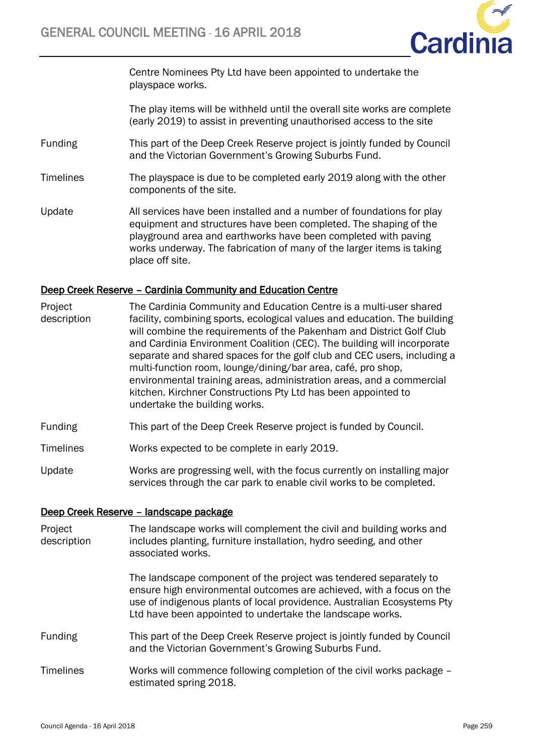Centre Nominees Pty Ltd have been appointed to undertake the playspace works.

The play items will be withheld until the overall site works are complete (early 2019) to assist in preventing unauthorised access to the site

| | |
|---|---|
| Funding | This part of the Deep Creek Reserve project is jointly funded by Council and the Victorian Government's Growing Suburbs Fund. |
| Timelines | The playspace is due to be completed early 2019 along with the other components of the site. |
| Update | All services have been installed and a number of foundations for play equipment and structures have been completed. The shaping of the playground area and earthworks have been completed with paving works underway. The fabrication of many of the larger items is taking place off site. |

## Deep Creek Reserve – Cardinia Community and Education Centre

| | |
|---|---|
| Project description | The Cardinia Community and Education Centre is a multi-user shared facility, combining sports, ecological values and education. The building will combine the requirements of the Pakenham and District Golf Club and Cardinia Environment Coalition (CEC). The building will incorporate separate and shared spaces for the golf club and CEC users, including a multi-function room, lounge/dining/bar area, café, pro shop, environmental training areas, administration areas, and a commercial kitchen. Kirchner Constructions Pty Ltd has been appointed to undertake the building works. |
| Funding | This part of the Deep Creek Reserve project is funded by Council. |
| Timelines | Works expected to be complete in early 2019. |
| Update | Works are progressing well, with the focus currently on installing major services through the car park to enable civil works to be completed. |

## Deep Creek Reserve – landscape package

| | |
|---|---|
| Project description | The landscape works will complement the civil and building works and includes planting, furniture installation, hydro seeding, and other associated works.<br><br>The landscape component of the project was tendered separately to ensure high environmental outcomes are achieved, with a focus on the use of indigenous plants of local providence. Australian Ecosystems Pty Ltd have been appointed to undertake the landscape works. |
| Funding | This part of the Deep Creek Reserve project is jointly funded by Council and the Victorian Government's Growing Suburbs Fund. |
| Timelines | Works will commence following completion of the civil works package – estimated spring 2018. |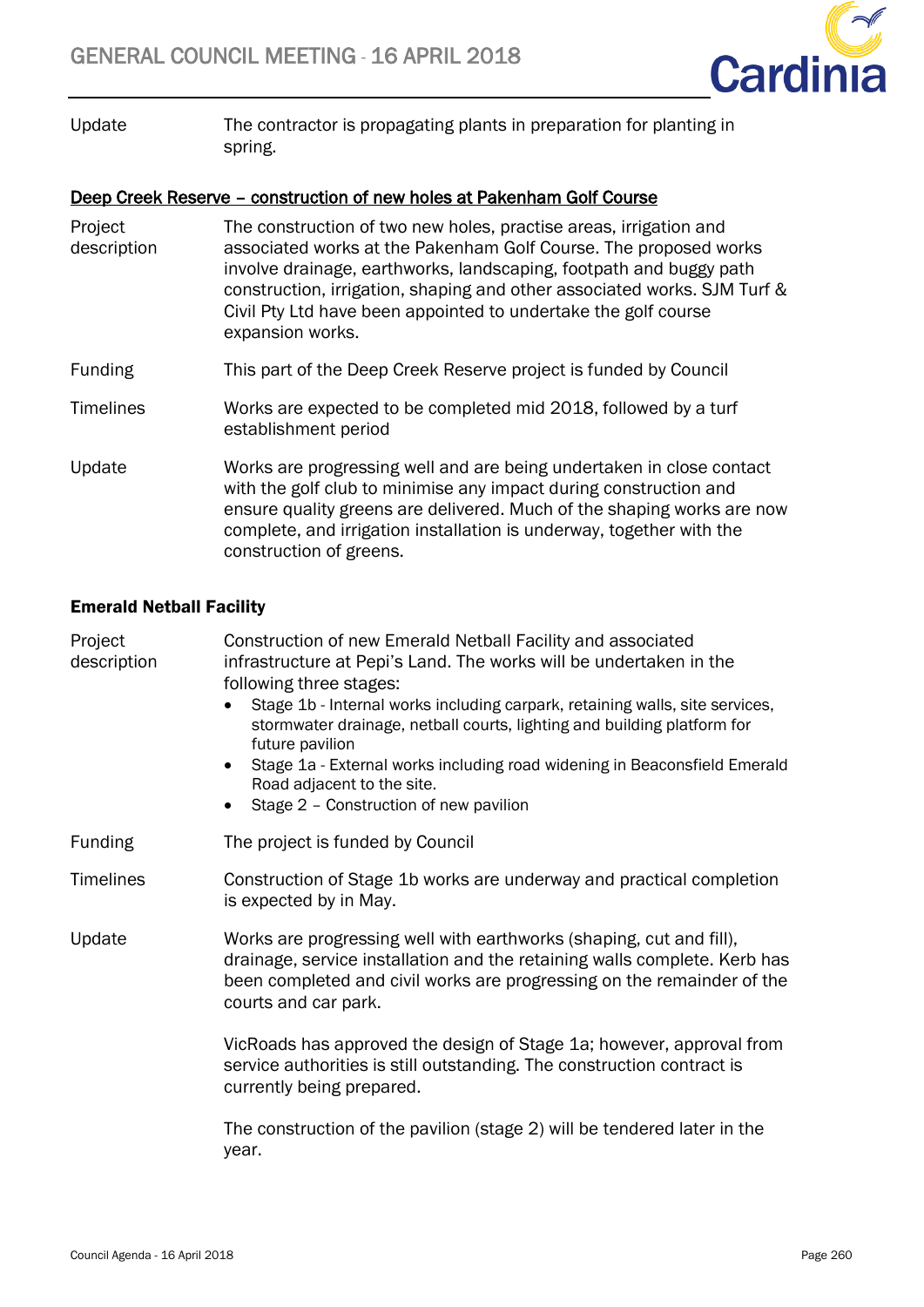| | |
|---|---|
| Update | The contractor is propagating plants in preparation for planting in spring. |

### Deep Creek Reserve – construction of new holes at Pakenham Golf Course

| | |
|---|---|
| Project description | The construction of two new holes, practise areas, irrigation and associated works at the Pakenham Golf Course. The proposed works involve drainage, earthworks, landscaping, footpath and buggy path construction, irrigation, shaping and other associated works. SJM Turf & Civil Pty Ltd have been appointed to undertake the golf course expansion works. |
| Funding | This part of the Deep Creek Reserve project is funded by Council |
| Timelines | Works are expected to be completed mid 2018, followed by a turf establishment period |
| Update | Works are progressing well and are being undertaken in close contact with the golf club to minimise any impact during construction and ensure quality greens are delivered. Much of the shaping works are now complete, and irrigation installation is underway, together with the construction of greens. |

### Emerald Netball Facility

**Project description**

Construction of new Emerald Netball Facility and associated infrastructure at Pepi's Land. The works will be undertaken in the following three stages:

- Stage 1b - Internal works including carpark, retaining walls, site services, stormwater drainage, netball courts, lighting and building platform for future pavilion
- Stage 1a - External works including road widening in Beaconsfield Emerald Road adjacent to the site.
- Stage 2 – Construction of new pavilion

**Funding**

The project is funded by Council

**Timelines**

Construction of Stage 1b works are underway and practical completion is expected by in May.

**Update**

Works are progressing well with earthworks (shaping, cut and fill), drainage, service installation and the retaining walls complete. Kerb has been completed and civil works are progressing on the remainder of the courts and car park.

VicRoads has approved the design of Stage 1a; however, approval from service authorities is still outstanding. The construction contract is currently being prepared.

The construction of the pavilion (stage 2) will be tendered later in the year.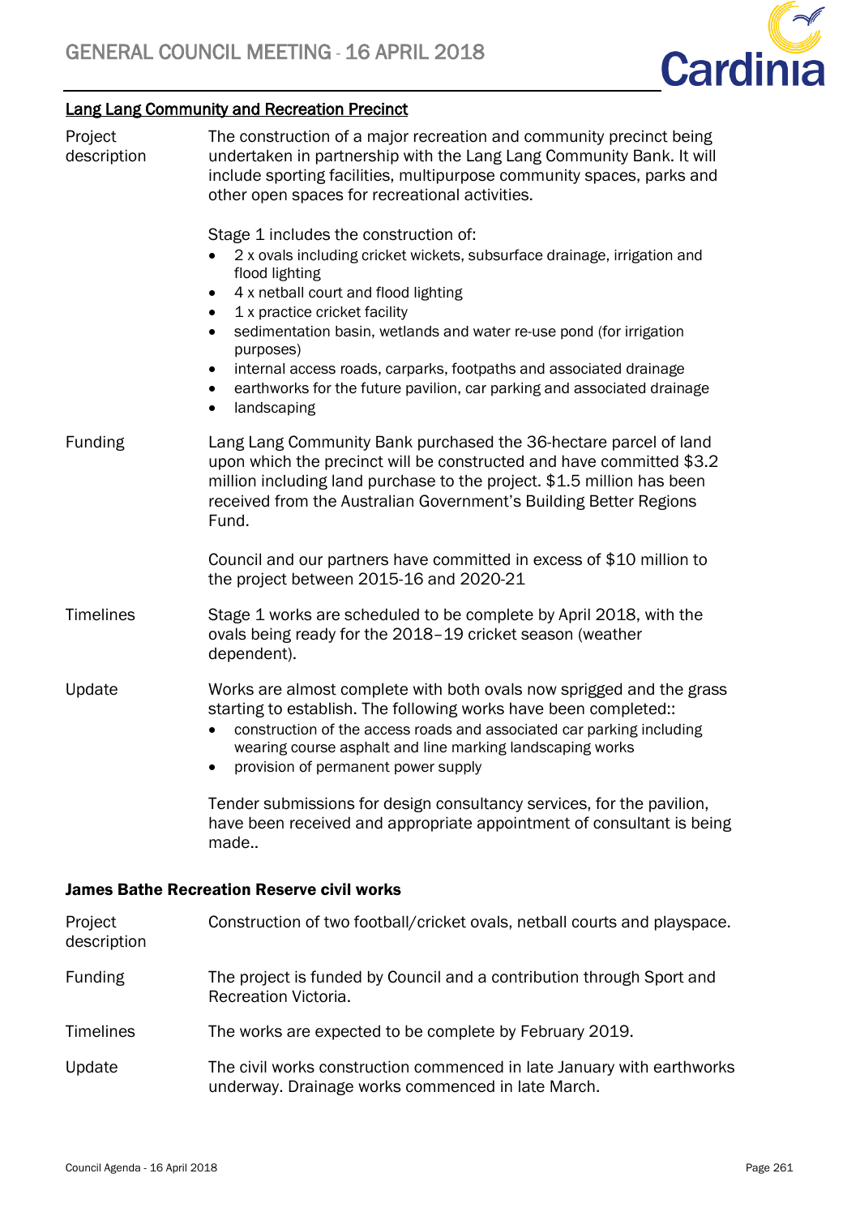## Lang Lang Community and Recreation Precinct

**Project description**

The construction of a major recreation and community precinct being undertaken in partnership with the Lang Lang Community Bank. It will include sporting facilities, multipurpose community spaces, parks and other open spaces for recreational activities.

Stage 1 includes the construction of:

- 2 x ovals including cricket wickets, subsurface drainage, irrigation and flood lighting
- 4 x netball court and flood lighting
- 1 x practice cricket facility
- sedimentation basin, wetlands and water re-use pond (for irrigation purposes)
- internal access roads, carparks, footpaths and associated drainage
- earthworks for the future pavilion, car parking and associated drainage
- landscaping

**Funding**

Lang Lang Community Bank purchased the 36-hectare parcel of land upon which the precinct will be constructed and have committed $3.2 million including land purchase to the project. $1.5 million has been received from the Australian Government's Building Better Regions Fund.

Council and our partners have committed in excess of $10 million to the project between 2015-16 and 2020-21

**Timelines**

Stage 1 works are scheduled to be complete by April 2018, with the ovals being ready for the 2018–19 cricket season (weather dependent).

**Update**

Works are almost complete with both ovals now sprigged and the grass starting to establish. The following works have been completed::

- construction of the access roads and associated car parking including wearing course asphalt and line marking landscaping works
- provision of permanent power supply

Tender submissions for design consultancy services, for the pavilion, have been received and appropriate appointment of consultant is being made..

### James Bathe Recreation Reserve civil works

**Project description**

Construction of two football/cricket ovals, netball courts and playspace.

**Funding**

The project is funded by Council and a contribution through Sport and Recreation Victoria.

**Timelines**

The works are expected to be complete by February 2019.

**Update**

The civil works construction commenced in late January with earthworks underway. Drainage works commenced in late March.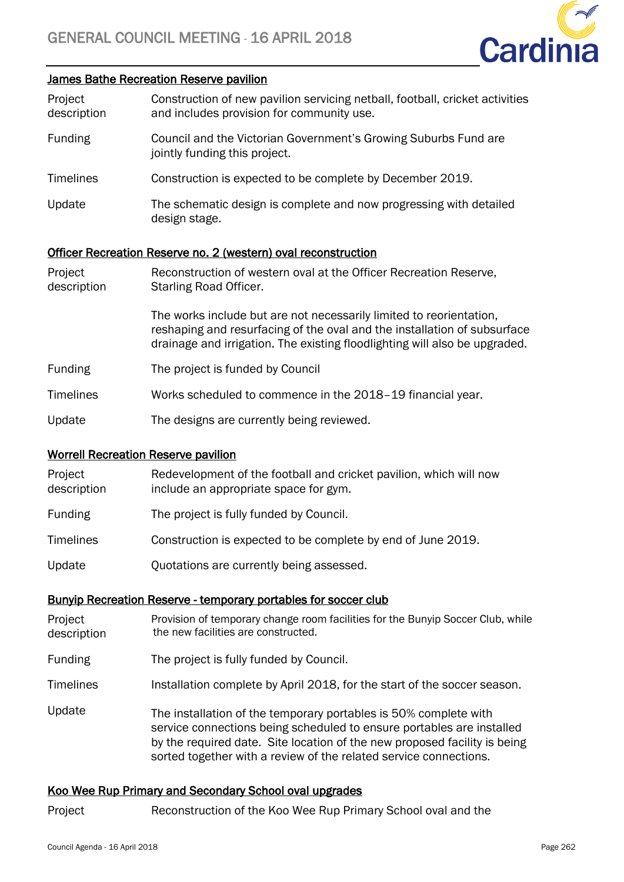### James Bathe Recreation Reserve pavilion

| | |
|---|---|
| Project description | Construction of new pavilion servicing netball, football, cricket activities and includes provision for community use. |
| Funding | Council and the Victorian Government's Growing Suburbs Fund are jointly funding this project. |
| Timelines | Construction is expected to be complete by December 2019. |
| Update | The schematic design is complete and now progressing with detailed design stage. |

### Officer Recreation Reserve no. 2 (western) oval reconstruction

| | |
|---|---|
| Project description | Reconstruction of western oval at the Officer Recreation Reserve, Starling Road Officer.<br><br>The works include but are not necessarily limited to reorientation, reshaping and resurfacing of the oval and the installation of subsurface drainage and irrigation. The existing floodlighting will also be upgraded. |
| Funding | The project is funded by Council |
| Timelines | Works scheduled to commence in the 2018–19 financial year. |
| Update | The designs are currently being reviewed. |

### Worrell Recreation Reserve pavilion

| | |
|---|---|
| Project description | Redevelopment of the football and cricket pavilion, which will now include an appropriate space for gym. |
| Funding | The project is fully funded by Council. |
| Timelines | Construction is expected to be complete by end of June 2019. |
| Update | Quotations are currently being assessed. |

### Bunyip Recreation Reserve - temporary portables for soccer club

| | |
|---|---|
| Project description | Provision of temporary change room facilities for the Bunyip Soccer Club, while the new facilities are constructed. |
| Funding | The project is fully funded by Council. |
| Timelines | Installation complete by April 2018, for the start of the soccer season. |
| Update | The installation of the temporary portables is 50% complete with service connections being scheduled to ensure portables are installed by the required date. Site location of the new proposed facility is being sorted together with a review of the related service connections. |

### Koo Wee Rup Primary and Secondary School oval upgrades

| | |
|---|---|
| Project | Reconstruction of the Koo Wee Rup Primary School oval and the |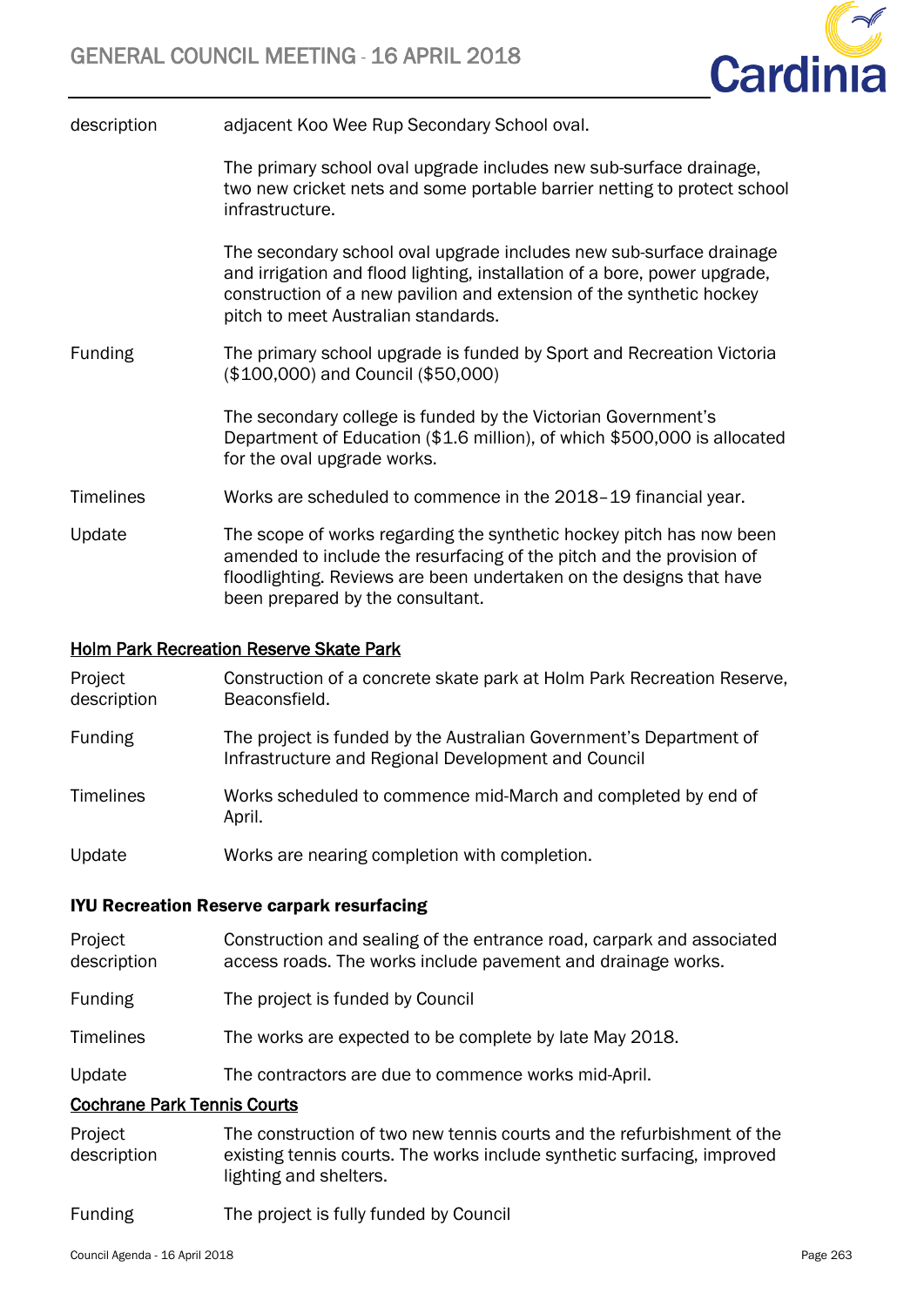| | |
|---|---|
| description | adjacent Koo Wee Rup Secondary School oval. |
| | The primary school oval upgrade includes new sub-surface drainage, two new cricket nets and some portable barrier netting to protect school infrastructure. |
| | The secondary school oval upgrade includes new sub-surface drainage and irrigation and flood lighting, installation of a bore, power upgrade, construction of a new pavilion and extension of the synthetic hockey pitch to meet Australian standards. |
| Funding | The primary school upgrade is funded by Sport and Recreation Victoria ($100,000) and Council ($50,000) |
| | The secondary college is funded by the Victorian Government's Department of Education ($1.6 million), of which $500,000 is allocated for the oval upgrade works. |
| Timelines | Works are scheduled to commence in the 2018–19 financial year. |
| Update | The scope of works regarding the synthetic hockey pitch has now been amended to include the resurfacing of the pitch and the provision of floodlighting. Reviews are been undertaken on the designs that have been prepared by the consultant. |

<u>Holm Park Recreation Reserve Skate Park</u>

| | |
|---|---|
| Project description | Construction of a concrete skate park at Holm Park Recreation Reserve, Beaconsfield. |
| Funding | The project is funded by the Australian Government's Department of Infrastructure and Regional Development and Council |
| Timelines | Works scheduled to commence mid-March and completed by end of April. |
| Update | Works are nearing completion with completion. |

**IYU Recreation Reserve carpark resurfacing**

| | |
|---|---|
| Project description | Construction and sealing of the entrance road, carpark and associated access roads. The works include pavement and drainage works. |
| Funding | The project is funded by Council |
| Timelines | The works are expected to be complete by late May 2018. |
| Update | The contractors are due to commence works mid-April. |

<u>Cochrane Park Tennis Courts</u>

| | |
|---|---|
| Project description | The construction of two new tennis courts and the refurbishment of the existing tennis courts. The works include synthetic surfacing, improved lighting and shelters. |
| Funding | The project is fully funded by Council |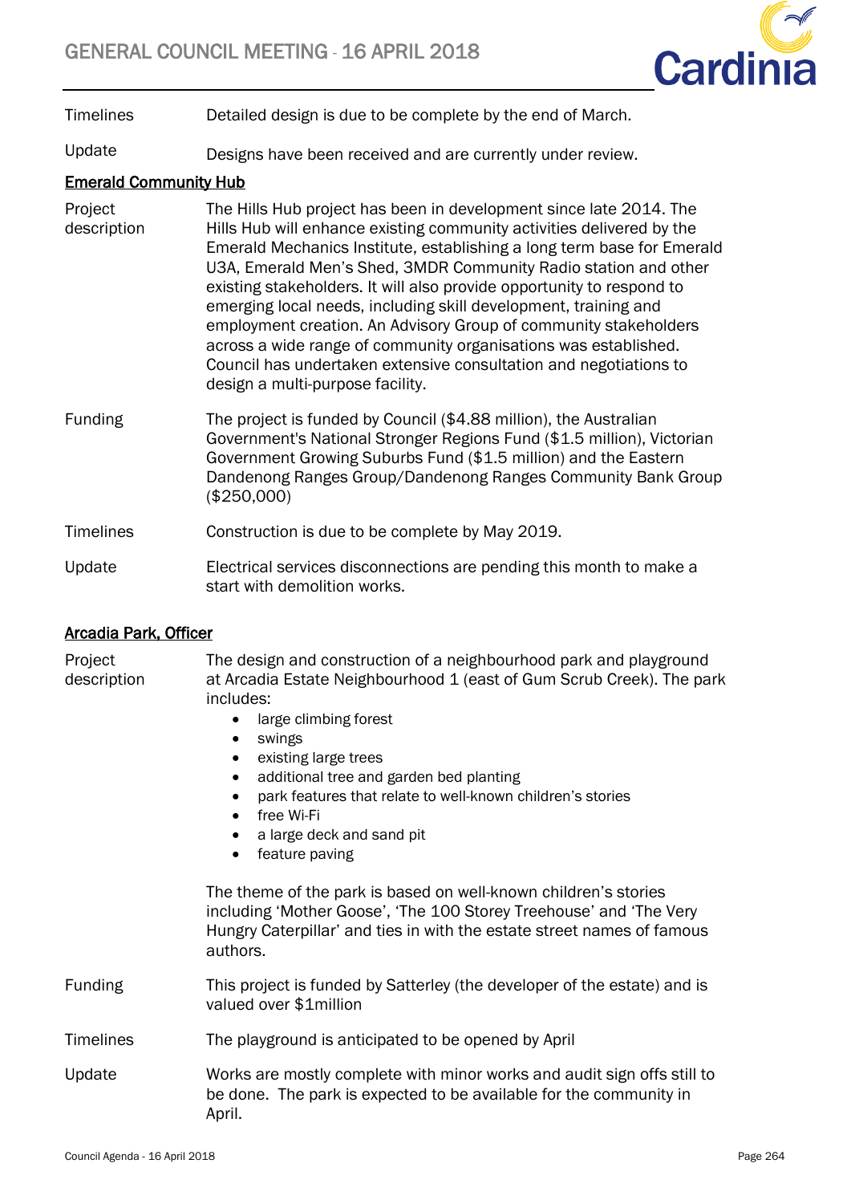| | |
|---|---|
| Timelines | Detailed design is due to be complete by the end of March. |
| Update | Designs have been received and are currently under review. |

### Emerald Community Hub

| | |
|---|---|
| Project description | The Hills Hub project has been in development since late 2014. The Hills Hub will enhance existing community activities delivered by the Emerald Mechanics Institute, establishing a long term base for Emerald U3A, Emerald Men's Shed, 3MDR Community Radio station and other existing stakeholders. It will also provide opportunity to respond to emerging local needs, including skill development, training and employment creation. An Advisory Group of community stakeholders across a wide range of community organisations was established. Council has undertaken extensive consultation and negotiations to design a multi-purpose facility. |
| Funding | The project is funded by Council ($4.88 million), the Australian Government's National Stronger Regions Fund ($1.5 million), Victorian Government Growing Suburbs Fund ($1.5 million) and the Eastern Dandenong Ranges Group/Dandenong Ranges Community Bank Group ($250,000) |
| Timelines | Construction is due to be complete by May 2019. |
| Update | Electrical services disconnections are pending this month to make a start with demolition works. |

### Arcadia Park, Officer

| | |
|---|---|
| Project description | The design and construction of a neighbourhood park and playground at Arcadia Estate Neighbourhood 1 (east of Gum Scrub Creek). The park includes:<br>• large climbing forest<br>• swings<br>• existing large trees<br>• additional tree and garden bed planting<br>• park features that relate to well-known children's stories<br>• free Wi-Fi<br>• a large deck and sand pit<br>• feature paving<br><br>The theme of the park is based on well-known children's stories including 'Mother Goose', 'The 100 Storey Treehouse' and 'The Very Hungry Caterpillar' and ties in with the estate street names of famous authors. |
| Funding | This project is funded by Satterley (the developer of the estate) and is valued over $1million |
| Timelines | The playground is anticipated to be opened by April |
| Update | Works are mostly complete with minor works and audit sign offs still to be done. The park is expected to be available for the community in April. |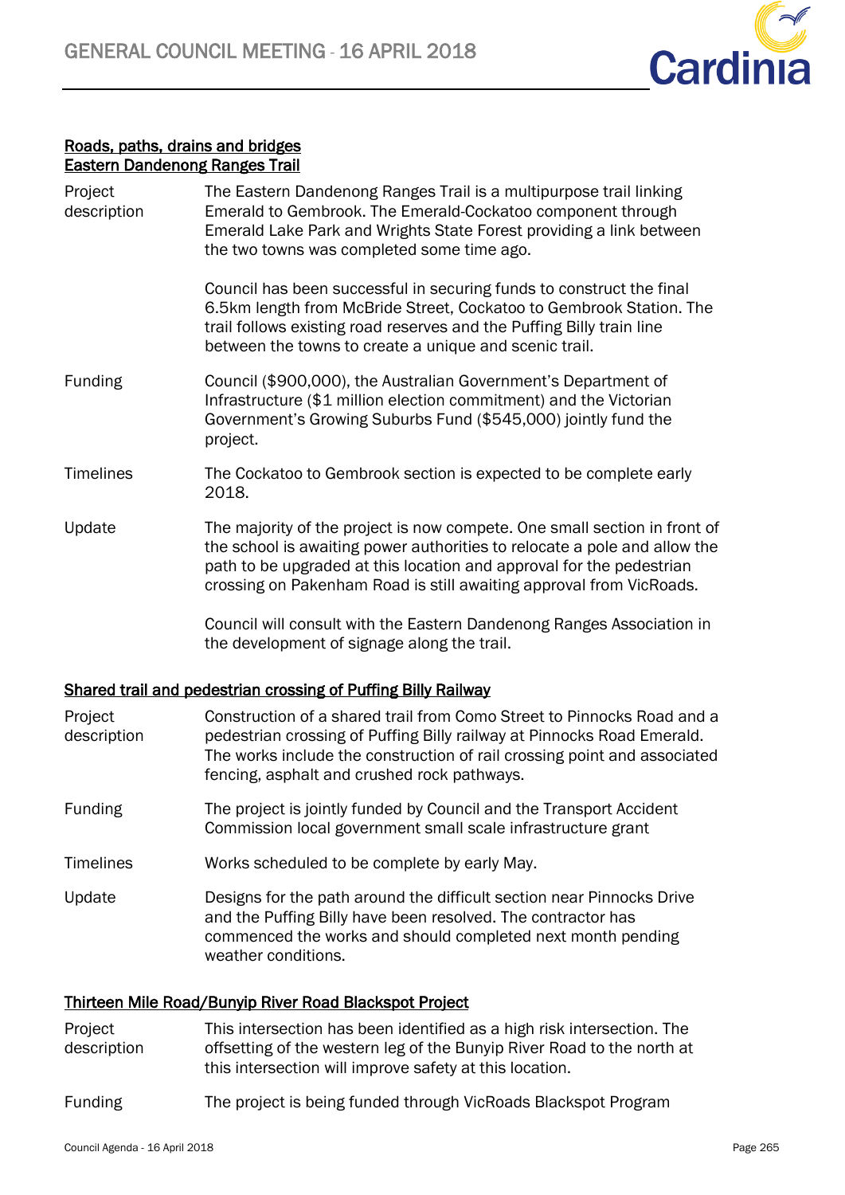**Roads, paths, drains and bridges**

**Eastern Dandenong Ranges Trail**

| | |
|---|---|
| Project description | The Eastern Dandenong Ranges Trail is a multipurpose trail linking Emerald to Gembrook. The Emerald-Cockatoo component through Emerald Lake Park and Wrights State Forest providing a link between the two towns was completed some time ago.<br><br>Council has been successful in securing funds to construct the final 6.5km length from McBride Street, Cockatoo to Gembrook Station. The trail follows existing road reserves and the Puffing Billy train line between the towns to create a unique and scenic trail. |
| Funding | Council ($900,000), the Australian Government's Department of Infrastructure ($1 million election commitment) and the Victorian Government's Growing Suburbs Fund ($545,000) jointly fund the project. |
| Timelines | The Cockatoo to Gembrook section is expected to be complete early 2018. |
| Update | The majority of the project is now compete. One small section in front of the school is awaiting power authorities to relocate a pole and allow the path to be upgraded at this location and approval for the pedestrian crossing on Pakenham Road is still awaiting approval from VicRoads.<br><br>Council will consult with the Eastern Dandenong Ranges Association in the development of signage along the trail. |

**Shared trail and pedestrian crossing of Puffing Billy Railway**

| | |
|---|---|
| Project description | Construction of a shared trail from Como Street to Pinnocks Road and a pedestrian crossing of Puffing Billy railway at Pinnocks Road Emerald. The works include the construction of rail crossing point and associated fencing, asphalt and crushed rock pathways. |
| Funding | The project is jointly funded by Council and the Transport Accident Commission local government small scale infrastructure grant |
| Timelines | Works scheduled to be complete by early May. |
| Update | Designs for the path around the difficult section near Pinnocks Drive and the Puffing Billy have been resolved. The contractor has commenced the works and should completed next month pending weather conditions. |

**Thirteen Mile Road/Bunyip River Road Blackspot Project**

| | |
|---|---|
| Project description | This intersection has been identified as a high risk intersection. The offsetting of the western leg of the Bunyip River Road to the north at this intersection will improve safety at this location. |
| Funding | The project is being funded through VicRoads Blackspot Program |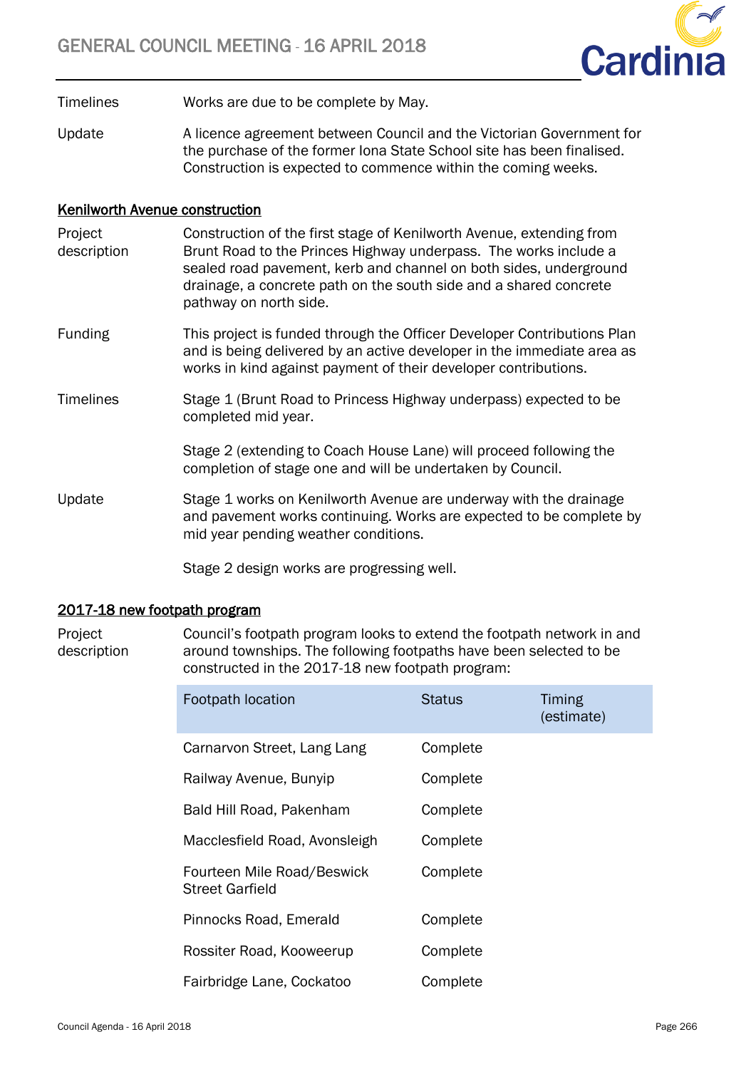| | |
|---|---|
| Timelines | Works are due to be complete by May. |
| Update | A licence agreement between Council and the Victorian Government for the purchase of the former Iona State School site has been finalised. Construction is expected to commence within the coming weeks. |

## Kenilworth Avenue construction

| | |
|---|---|
| Project description | Construction of the first stage of Kenilworth Avenue, extending from Brunt Road to the Princes Highway underpass. The works include a sealed road pavement, kerb and channel on both sides, underground drainage, a concrete path on the south side and a shared concrete pathway on north side. |
| Funding | This project is funded through the Officer Developer Contributions Plan and is being delivered by an active developer in the immediate area as works in kind against payment of their developer contributions. |
| Timelines | Stage 1 (Brunt Road to Princess Highway underpass) expected to be completed mid year.<br><br>Stage 2 (extending to Coach House Lane) will proceed following the completion of stage one and will be undertaken by Council. |
| Update | Stage 1 works on Kenilworth Avenue are underway with the drainage and pavement works continuing. Works are expected to be complete by mid year pending weather conditions.<br><br>Stage 2 design works are progressing well. |

## 2017-18 new footpath program

| | |
|---|---|
| Project description | Council's footpath program looks to extend the footpath network in and around townships. The following footpaths have been selected to be constructed in the 2017-18 new footpath program: |

| Footpath location | Status | Timing (estimate) |
|---|---|---|
| Carnarvon Street, Lang Lang | Complete | |
| Railway Avenue, Bunyip | Complete | |
| Bald Hill Road, Pakenham | Complete | |
| Macclesfield Road, Avonsleigh | Complete | |
| Fourteen Mile Road/Beswick Street Garfield | Complete | |
| Pinnocks Road, Emerald | Complete | |
| Rossiter Road, Kooweerup | Complete | |
| Fairbridge Lane, Cockatoo | Complete | |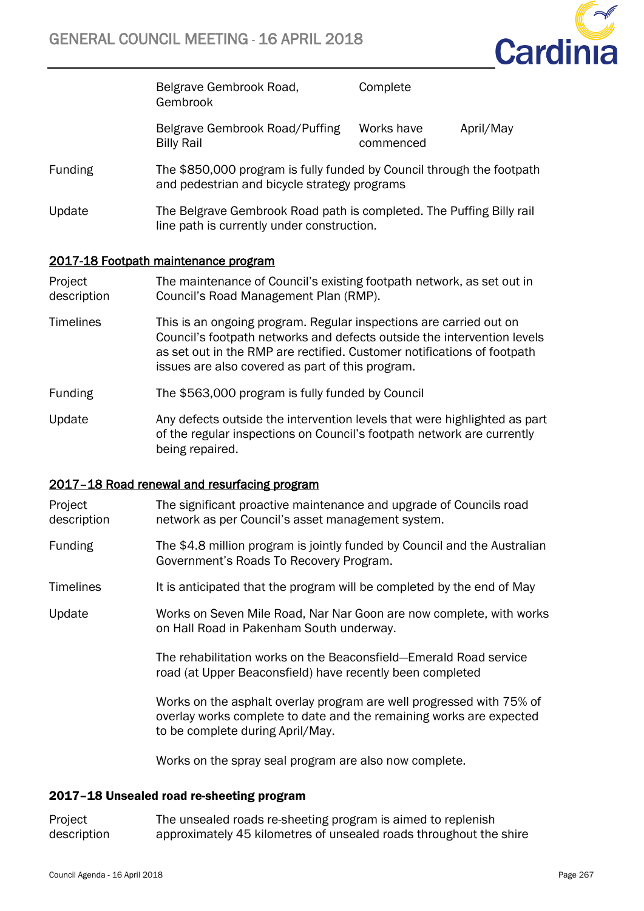| | | | |
|---|---|---|---|
| | Belgrave Gembrook Road, Gembrook | Complete | |
| | Belgrave Gembrook Road/Puffing Billy Rail | Works have commenced | April/May |
| Funding | The $850,000 program is fully funded by Council through the footpath and pedestrian and bicycle strategy programs | | |
| Update | The Belgrave Gembrook Road path is completed. The Puffing Billy rail line path is currently under construction. | | |

## 2017-18 Footpath maintenance program

| | |
|---|---|
| Project description | The maintenance of Council's existing footpath network, as set out in Council's Road Management Plan (RMP). |
| Timelines | This is an ongoing program. Regular inspections are carried out on Council's footpath networks and defects outside the intervention levels as set out in the RMP are rectified. Customer notifications of footpath issues are also covered as part of this program. |
| Funding | The $563,000 program is fully funded by Council |
| Update | Any defects outside the intervention levels that were highlighted as part of the regular inspections on Council's footpath network are currently being repaired. |

## 2017–18 Road renewal and resurfacing program

| | |
|---|---|
| Project description | The significant proactive maintenance and upgrade of Councils road network as per Council's asset management system. |
| Funding | The $4.8 million program is jointly funded by Council and the Australian Government's Roads To Recovery Program. |
| Timelines | It is anticipated that the program will be completed by the end of May |
| Update | Works on Seven Mile Road, Nar Nar Goon are now complete, with works on Hall Road in Pakenham South underway.<br><br>The rehabilitation works on the Beaconsfield—Emerald Road service road (at Upper Beaconsfield) have recently been completed<br><br>Works on the asphalt overlay program are well progressed with 75% of overlay works complete to date and the remaining works are expected to be complete during April/May.<br><br>Works on the spray seal program are also now complete. |

## 2017–18 Unsealed road re-sheeting program

| | |
|---|---|
| Project description | The unsealed roads re-sheeting program is aimed to replenish approximately 45 kilometres of unsealed roads throughout the shire |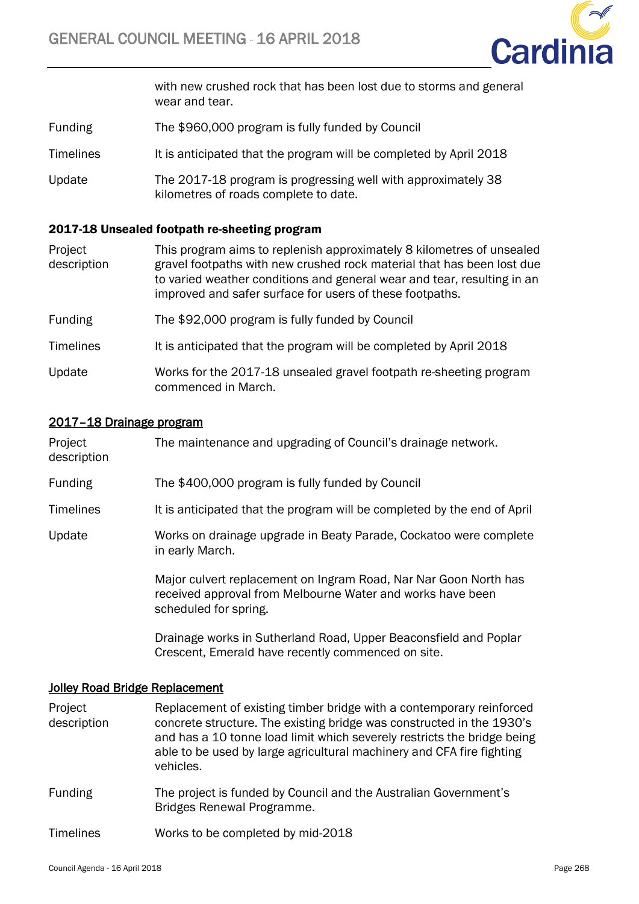with new crushed rock that has been lost due to storms and general wear and tear.

| | |
|---|---|
| Funding | The $960,000 program is fully funded by Council |
| Timelines | It is anticipated that the program will be completed by April 2018 |
| Update | The 2017-18 program is progressing well with approximately 38 kilometres of roads complete to date. |

**2017-18 Unsealed footpath re-sheeting program**

| | |
|---|---|
| Project description | This program aims to replenish approximately 8 kilometres of unsealed gravel footpaths with new crushed rock material that has been lost due to varied weather conditions and general wear and tear, resulting in an improved and safer surface for users of these footpaths. |
| Funding | The $92,000 program is fully funded by Council |
| Timelines | It is anticipated that the program will be completed by April 2018 |
| Update | Works for the 2017-18 unsealed gravel footpath re-sheeting program commenced in March. |

**2017–18 Drainage program**

| | |
|---|---|
| Project description | The maintenance and upgrading of Council's drainage network. |
| Funding | The $400,000 program is fully funded by Council |
| Timelines | It is anticipated that the program will be completed by the end of April |
| Update | Works on drainage upgrade in Beaty Parade, Cockatoo were complete in early March.<br><br>Major culvert replacement on Ingram Road, Nar Nar Goon North has received approval from Melbourne Water and works have been scheduled for spring.<br><br>Drainage works in Sutherland Road, Upper Beaconsfield and Poplar Crescent, Emerald have recently commenced on site. |

**Jolley Road Bridge Replacement**

| | |
|---|---|
| Project description | Replacement of existing timber bridge with a contemporary reinforced concrete structure. The existing bridge was constructed in the 1930's and has a 10 tonne load limit which severely restricts the bridge being able to be used by large agricultural machinery and CFA fire fighting vehicles. |
| Funding | The project is funded by Council and the Australian Government's Bridges Renewal Programme. |
| Timelines | Works to be completed by mid-2018 |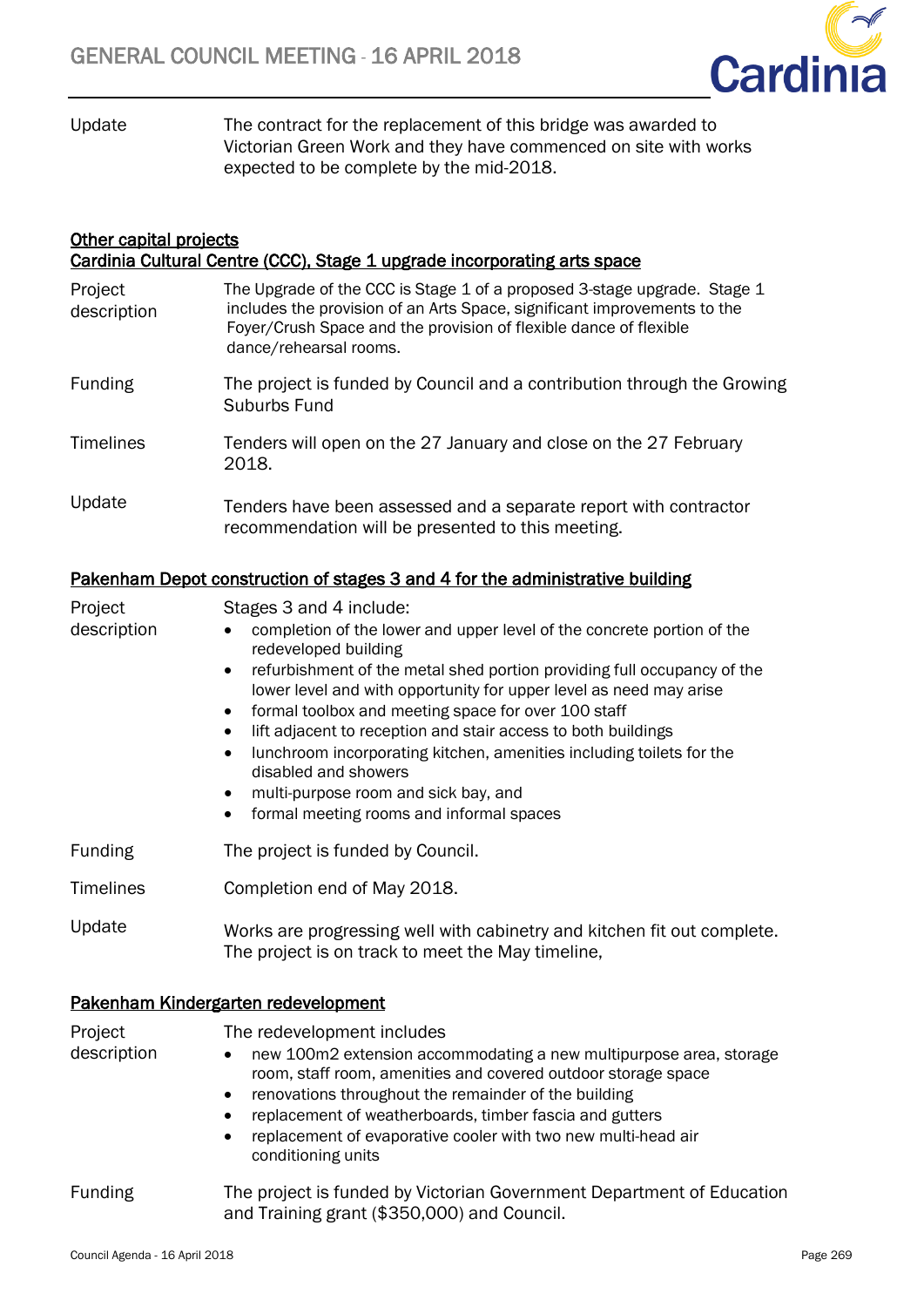| | |
|---|---|
| Update | The contract for the replacement of this bridge was awarded to Victorian Green Work and they have commenced on site with works expected to be complete by the mid-2018. |

## Other capital projects

### Cardinia Cultural Centre (CCC), Stage 1 upgrade incorporating arts space

| | |
|---|---|
| Project description | The Upgrade of the CCC is Stage 1 of a proposed 3-stage upgrade. Stage 1 includes the provision of an Arts Space, significant improvements to the Foyer/Crush Space and the provision of flexible dance of flexible dance/rehearsal rooms. |
| Funding | The project is funded by Council and a contribution through the Growing Suburbs Fund |
| Timelines | Tenders will open on the 27 January and close on the 27 February 2018. |
| Update | Tenders have been assessed and a separate report with contractor recommendation will be presented to this meeting. |

### Pakenham Depot construction of stages 3 and 4 for the administrative building

Project description

Stages 3 and 4 include:

- completion of the lower and upper level of the concrete portion of the redeveloped building
- refurbishment of the metal shed portion providing full occupancy of the lower level and with opportunity for upper level as need may arise
- formal toolbox and meeting space for over 100 staff
- lift adjacent to reception and stair access to both buildings
- lunchroom incorporating kitchen, amenities including toilets for the disabled and showers
- multi-purpose room and sick bay, and
- formal meeting rooms and informal spaces

| | |
|---|---|
| Funding | The project is funded by Council. |
| Timelines | Completion end of May 2018. |
| Update | Works are progressing well with cabinetry and kitchen fit out complete. The project is on track to meet the May timeline, |

### Pakenham Kindergarten redevelopment

Project description

The redevelopment includes

- new 100m2 extension accommodating a new multipurpose area, storage room, staff room, amenities and covered outdoor storage space
- renovations throughout the remainder of the building
- replacement of weatherboards, timber fascia and gutters
- replacement of evaporative cooler with two new multi-head air conditioning units

| | |
|---|---|
| Funding | The project is funded by Victorian Government Department of Education and Training grant ($350,000) and Council. |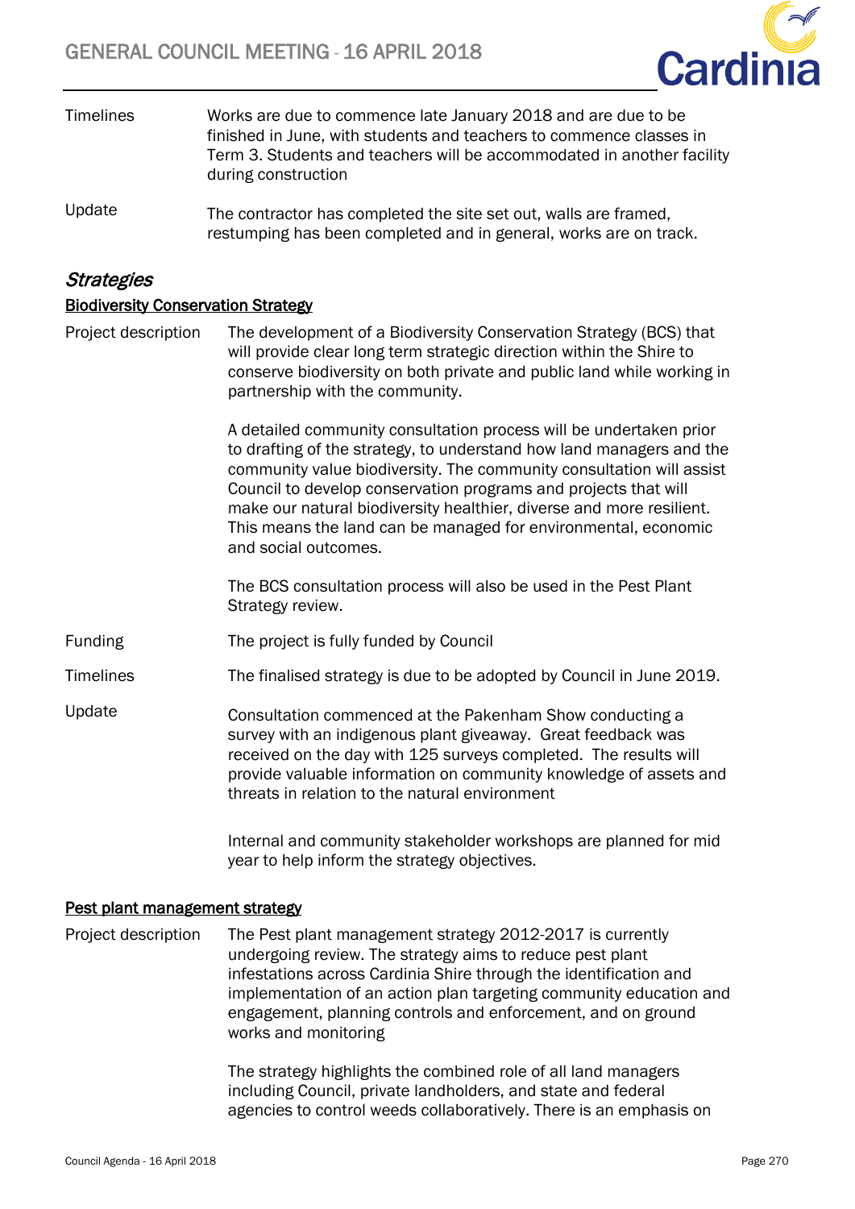| | |
|---|---|
| Timelines | Works are due to commence late January 2018 and are due to be finished in June, with students and teachers to commence classes in Term 3. Students and teachers will be accommodated in another facility during construction |
| Update | The contractor has completed the site set out, walls are framed, restumping has been completed and in general, works are on track. |

## *Strategies*

### Biodiversity Conservation Strategy

| | |
|---|---|
| Project description | The development of a Biodiversity Conservation Strategy (BCS) that will provide clear long term strategic direction within the Shire to conserve biodiversity on both private and public land while working in partnership with the community.<br><br>A detailed community consultation process will be undertaken prior to drafting of the strategy, to understand how land managers and the community value biodiversity. The community consultation will assist Council to develop conservation programs and projects that will make our natural biodiversity healthier, diverse and more resilient. This means the land can be managed for environmental, economic and social outcomes.<br><br>The BCS consultation process will also be used in the Pest Plant Strategy review. |
| Funding | The project is fully funded by Council |
| Timelines | The finalised strategy is due to be adopted by Council in June 2019. |
| Update | Consultation commenced at the Pakenham Show conducting a survey with an indigenous plant giveaway. Great feedback was received on the day with 125 surveys completed. The results will provide valuable information on community knowledge of assets and threats in relation to the natural environment<br><br>Internal and community stakeholder workshops are planned for mid year to help inform the strategy objectives. |

### Pest plant management strategy

| | |
|---|---|
| Project description | The Pest plant management strategy 2012-2017 is currently undergoing review. The strategy aims to reduce pest plant infestations across Cardinia Shire through the identification and implementation of an action plan targeting community education and engagement, planning controls and enforcement, and on ground works and monitoring<br><br>The strategy highlights the combined role of all land managers including Council, private landholders, and state and federal agencies to control weeds collaboratively. There is an emphasis on |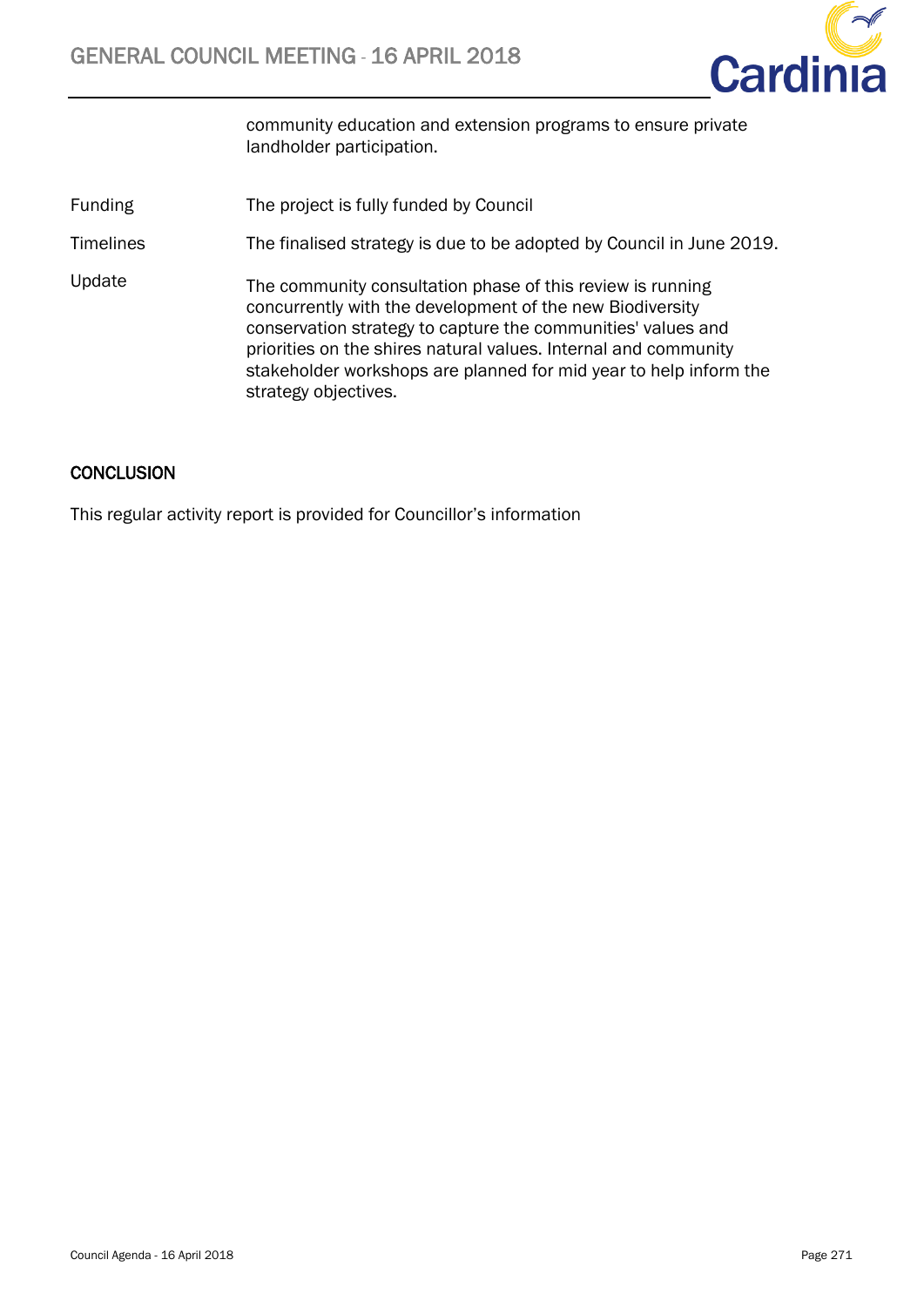community education and extension programs to ensure private landholder participation.

| | |
|---|---|
| Funding | The project is fully funded by Council |
| Timelines | The finalised strategy is due to be adopted by Council in June 2019. |
| Update | The community consultation phase of this review is running concurrently with the development of the new Biodiversity conservation strategy to capture the communities' values and priorities on the shires natural values. Internal and community stakeholder workshops are planned for mid year to help inform the strategy objectives. |

## CONCLUSION

This regular activity report is provided for Councillor's information